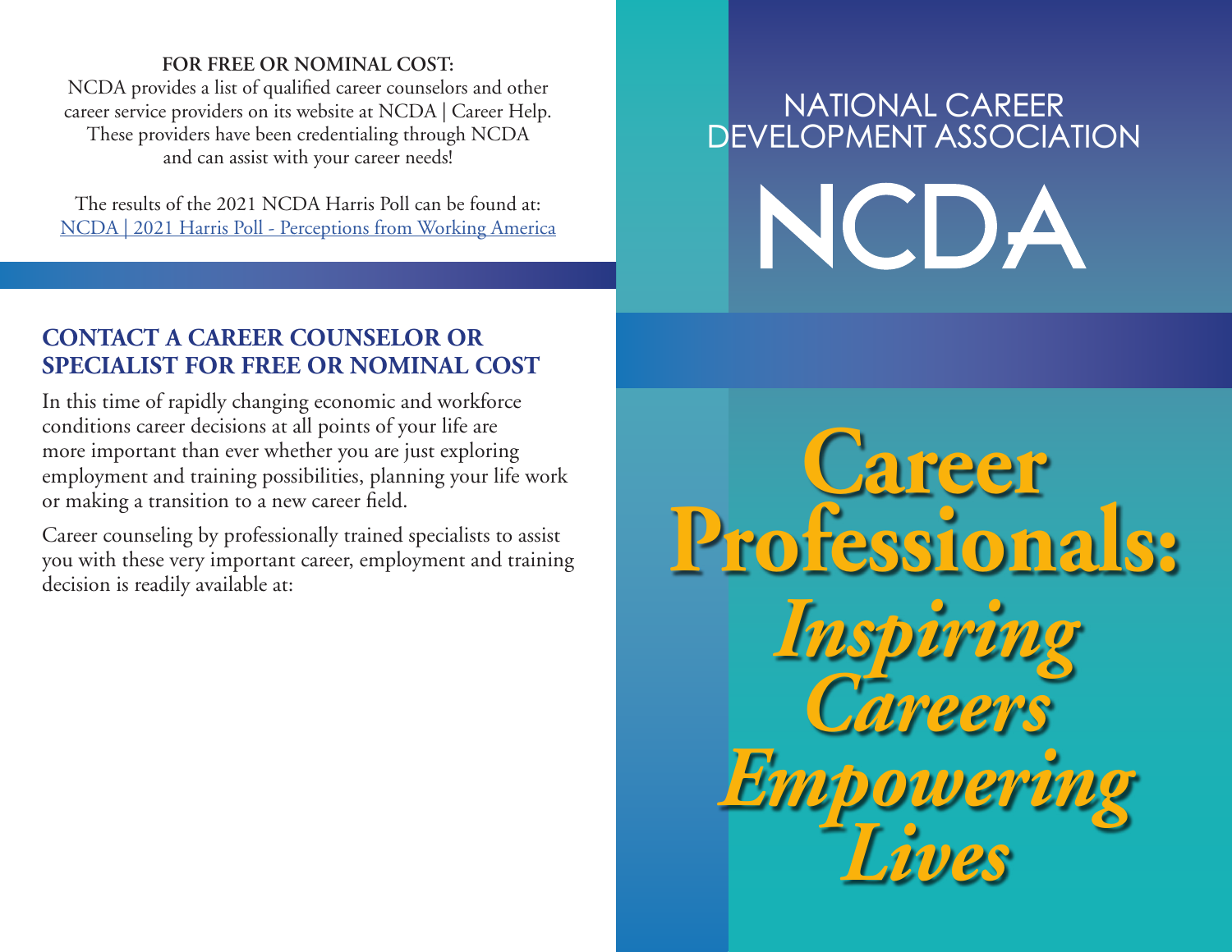**FOR FREE OR NOMINAL COST:**
NCDA provides a list of qualified career counselors and other career service providers on its website at NCDA | Career Help. These providers have been credentialing through NCDA and can assist with your career needs!

The results of the 2021 NCDA Harris Poll can be found at:
NCDA | 2021 Harris Poll - Perceptions from Working America

## CONTACT A CAREER COUNSELOR OR SPECIALIST FOR FREE OR NOMINAL COST

In this time of rapidly changing economic and workforce conditions career decisions at all points of your life are more important than ever whether you are just exploring employment and training possibilities, planning your life work or making a transition to a new career field.

Career counseling by professionally trained specialists to assist you with these very important career, employment and training decision is readily available at:

NATIONAL CAREER DEVELOPMENT ASSOCIATION

# NCDA

# Career Professionals:

## *Inspiring Careers Empowering Lives*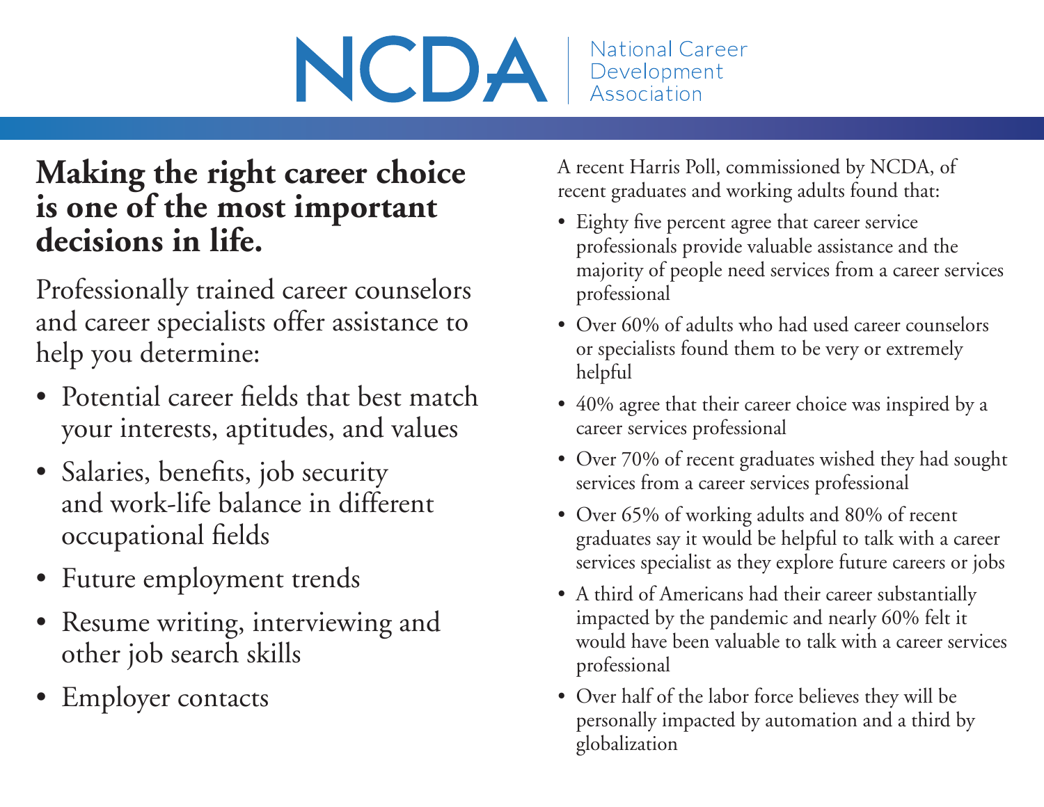NCDA | National Career Development Association

## Making the right career choice is one of the most important decisions in life.

Professionally trained career counselors and career specialists offer assistance to help you determine:

- Potential career fields that best match your interests, aptitudes, and values
- Salaries, benefits, job security and work-life balance in different occupational fields
- Future employment trends
- Resume writing, interviewing and other job search skills
- Employer contacts

A recent Harris Poll, commissioned by NCDA, of recent graduates and working adults found that:

- Eighty five percent agree that career service professionals provide valuable assistance and the majority of people need services from a career services professional
- Over 60% of adults who had used career counselors or specialists found them to be very or extremely helpful
- 40% agree that their career choice was inspired by a career services professional
- Over 70% of recent graduates wished they had sought services from a career services professional
- Over 65% of working adults and 80% of recent graduates say it would be helpful to talk with a career services specialist as they explore future careers or jobs
- A third of Americans had their career substantially impacted by the pandemic and nearly 60% felt it would have been valuable to talk with a career services professional
- Over half of the labor force believes they will be personally impacted by automation and a third by globalization